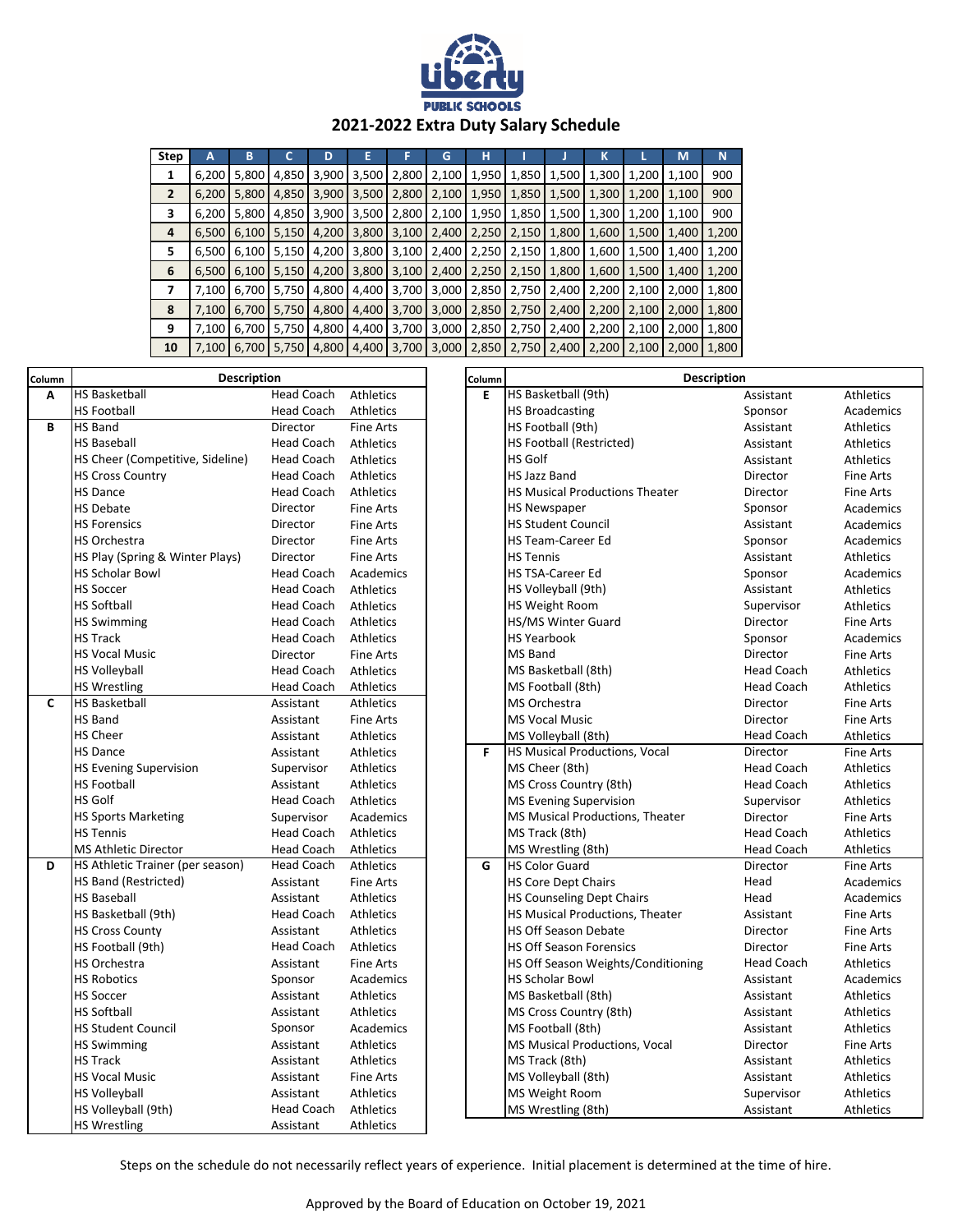Liberty PUBLIC SCHOOLS

# 2021-2022 Extra Duty Salary Schedule

| Step | A | B | C | D | E | F | G | H | I | J | K | L | M | N |
|---|---|---|---|---|---|---|---|---|---|---|---|---|---|---|
| 1 | 6,200 | 5,800 | 4,850 | 3,900 | 3,500 | 2,800 | 2,100 | 1,950 | 1,850 | 1,500 | 1,300 | 1,200 | 1,100 | 900 |
| 2 | 6,200 | 5,800 | 4,850 | 3,900 | 3,500 | 2,800 | 2,100 | 1,950 | 1,850 | 1,500 | 1,300 | 1,200 | 1,100 | 900 |
| 3 | 6,200 | 5,800 | 4,850 | 3,900 | 3,500 | 2,800 | 2,100 | 1,950 | 1,850 | 1,500 | 1,300 | 1,200 | 1,100 | 900 |
| 4 | 6,500 | 6,100 | 5,150 | 4,200 | 3,800 | 3,100 | 2,400 | 2,250 | 2,150 | 1,800 | 1,600 | 1,500 | 1,400 | 1,200 |
| 5 | 6,500 | 6,100 | 5,150 | 4,200 | 3,800 | 3,100 | 2,400 | 2,250 | 2,150 | 1,800 | 1,600 | 1,500 | 1,400 | 1,200 |
| 6 | 6,500 | 6,100 | 5,150 | 4,200 | 3,800 | 3,100 | 2,400 | 2,250 | 2,150 | 1,800 | 1,600 | 1,500 | 1,400 | 1,200 |
| 7 | 7,100 | 6,700 | 5,750 | 4,800 | 4,400 | 3,700 | 3,000 | 2,850 | 2,750 | 2,400 | 2,200 | 2,100 | 2,000 | 1,800 |
| 8 | 7,100 | 6,700 | 5,750 | 4,800 | 4,400 | 3,700 | 3,000 | 2,850 | 2,750 | 2,400 | 2,200 | 2,100 | 2,000 | 1,800 |
| 9 | 7,100 | 6,700 | 5,750 | 4,800 | 4,400 | 3,700 | 3,000 | 2,850 | 2,750 | 2,400 | 2,200 | 2,100 | 2,000 | 1,800 |
| 10 | 7,100 | 6,700 | 5,750 | 4,800 | 4,400 | 3,700 | 3,000 | 2,850 | 2,750 | 2,400 | 2,200 | 2,100 | 2,000 | 1,800 |

| Column | Description | | |
|---|---|---|---|
| A | HS Basketball | Head Coach | Athletics |
| | HS Football | Head Coach | Athletics |
| B | HS Band | Director | Fine Arts |
| | HS Baseball | Head Coach | Athletics |
| | HS Cheer (Competitive, Sideline) | Head Coach | Athletics |
| | HS Cross Country | Head Coach | Athletics |
| | HS Dance | Head Coach | Athletics |
| | HS Debate | Director | Fine Arts |
| | HS Forensics | Director | Fine Arts |
| | HS Orchestra | Director | Fine Arts |
| | HS Play (Spring & Winter Plays) | Director | Fine Arts |
| | HS Scholar Bowl | Head Coach | Academics |
| | HS Soccer | Head Coach | Athletics |
| | HS Softball | Head Coach | Athletics |
| | HS Swimming | Head Coach | Athletics |
| | HS Track | Head Coach | Athletics |
| | HS Vocal Music | Director | Fine Arts |
| | HS Volleyball | Head Coach | Athletics |
| | HS Wrestling | Head Coach | Athletics |
| C | HS Basketball | Assistant | Athletics |
| | HS Band | Assistant | Fine Arts |
| | HS Cheer | Assistant | Athletics |
| | HS Dance | Assistant | Athletics |
| | HS Evening Supervision | Supervisor | Athletics |
| | HS Football | Assistant | Athletics |
| | HS Golf | Head Coach | Athletics |
| | HS Sports Marketing | Supervisor | Academics |
| | HS Tennis | Head Coach | Athletics |
| | MS Athletic Director | Head Coach | Athletics |
| D | HS Athletic Trainer (per season) | Head Coach | Athletics |
| | HS Band (Restricted) | Assistant | Fine Arts |
| | HS Baseball | Assistant | Athletics |
| | HS Basketball (9th) | Head Coach | Athletics |
| | HS Cross County | Assistant | Athletics |
| | HS Football (9th) | Head Coach | Athletics |
| | HS Orchestra | Assistant | Fine Arts |
| | HS Robotics | Sponsor | Academics |
| | HS Soccer | Assistant | Athletics |
| | HS Softball | Assistant | Athletics |
| | HS Student Council | Sponsor | Academics |
| | HS Swimming | Assistant | Athletics |
| | HS Track | Assistant | Athletics |
| | HS Vocal Music | Assistant | Fine Arts |
| | HS Volleyball | Assistant | Athletics |
| | HS Volleyball (9th) | Head Coach | Athletics |
| | HS Wrestling | Assistant | Athletics |

| Column | Description | | |
|---|---|---|---|
| E | HS Basketball (9th) | Assistant | Athletics |
| | HS Broadcasting | Sponsor | Academics |
| | HS Football (9th) | Assistant | Athletics |
| | HS Football (Restricted) | Assistant | Athletics |
| | HS Golf | Assistant | Athletics |
| | HS Jazz Band | Director | Fine Arts |
| | HS Musical Productions Theater | Director | Fine Arts |
| | HS Newspaper | Sponsor | Academics |
| | HS Student Council | Assistant | Academics |
| | HS Team-Career Ed | Sponsor | Academics |
| | HS Tennis | Assistant | Athletics |
| | HS TSA-Career Ed | Sponsor | Academics |
| | HS Volleyball (9th) | Assistant | Athletics |
| | HS Weight Room | Supervisor | Athletics |
| | HS/MS Winter Guard | Director | Fine Arts |
| | HS Yearbook | Sponsor | Academics |
| | MS Band | Director | Fine Arts |
| | MS Basketball (8th) | Head Coach | Athletics |
| | MS Football (8th) | Head Coach | Athletics |
| | MS Orchestra | Director | Fine Arts |
| | MS Vocal Music | Director | Fine Arts |
| | MS Volleyball (8th) | Head Coach | Athletics |
| F | HS Musical Productions, Vocal | Director | Fine Arts |
| | MS Cheer (8th) | Head Coach | Athletics |
| | MS Cross Country (8th) | Head Coach | Athletics |
| | MS Evening Supervision | Supervisor | Athletics |
| | MS Musical Productions, Theater | Director | Fine Arts |
| | MS Track (8th) | Head Coach | Athletics |
| | MS Wrestling (8th) | Head Coach | Athletics |
| G | HS Color Guard | Director | Fine Arts |
| | HS Core Dept Chairs | Head | Academics |
| | HS Counseling Dept Chairs | Head | Academics |
| | HS Musical Productions, Theater | Assistant | Fine Arts |
| | HS Off Season Debate | Director | Fine Arts |
| | HS Off Season Forensics | Director | Fine Arts |
| | HS Off Season Weights/Conditioning | Head Coach | Athletics |
| | HS Scholar Bowl | Assistant | Academics |
| | MS Basketball (8th) | Assistant | Athletics |
| | MS Cross Country (8th) | Assistant | Athletics |
| | MS Football (8th) | Assistant | Athletics |
| | MS Musical Productions, Vocal | Director | Fine Arts |
| | MS Track (8th) | Assistant | Athletics |
| | MS Volleyball (8th) | Assistant | Athletics |
| | MS Weight Room | Supervisor | Athletics |
| | MS Wrestling (8th) | Assistant | Athletics |

Steps on the schedule do not necessarily reflect years of experience. Initial placement is determined at the time of hire.

Approved by the Board of Education on October 19, 2021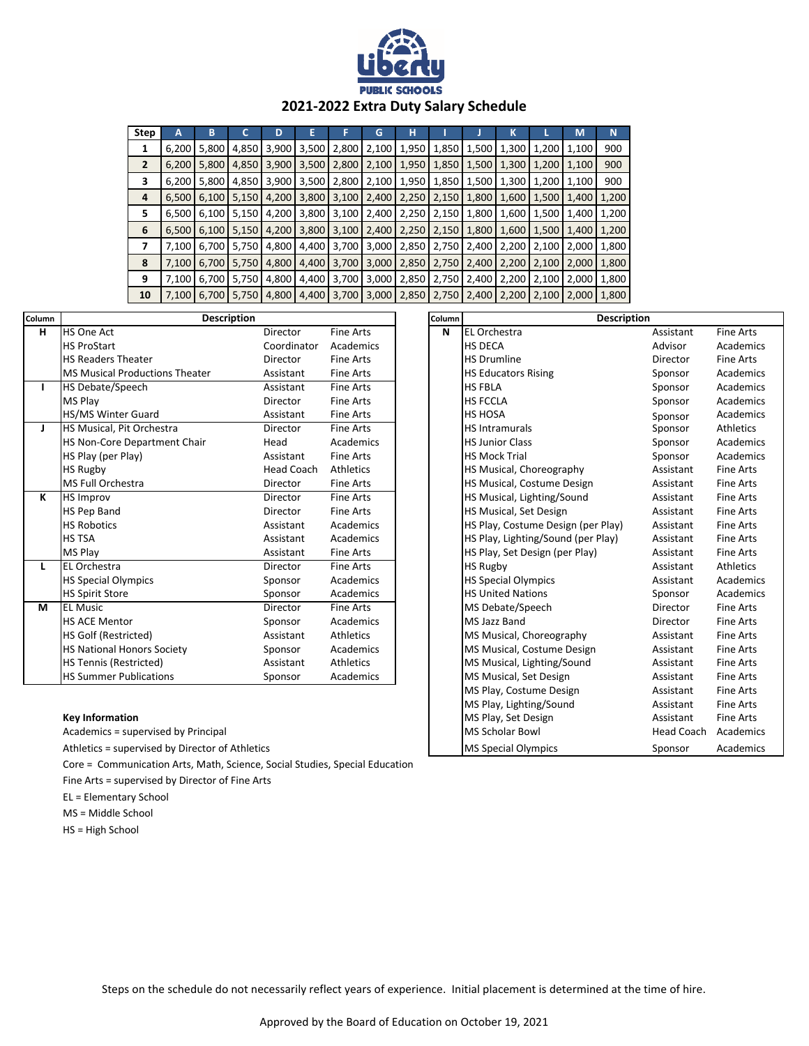**Liberty PUBLIC SCHOOLS**

## 2021-2022 Extra Duty Salary Schedule

| Step | A | B | C | D | E | F | G | H | I | J | K | L | M | N |
|---|---|---|---|---|---|---|---|---|---|---|---|---|---|---|
| 1 | 6,200 | 5,800 | 4,850 | 3,900 | 3,500 | 2,800 | 2,100 | 1,950 | 1,850 | 1,500 | 1,300 | 1,200 | 1,100 | 900 |
| 2 | 6,200 | 5,800 | 4,850 | 3,900 | 3,500 | 2,800 | 2,100 | 1,950 | 1,850 | 1,500 | 1,300 | 1,200 | 1,100 | 900 |
| 3 | 6,200 | 5,800 | 4,850 | 3,900 | 3,500 | 2,800 | 2,100 | 1,950 | 1,850 | 1,500 | 1,300 | 1,200 | 1,100 | 900 |
| 4 | 6,500 | 6,100 | 5,150 | 4,200 | 3,800 | 3,100 | 2,400 | 2,250 | 2,150 | 1,800 | 1,600 | 1,500 | 1,400 | 1,200 |
| 5 | 6,500 | 6,100 | 5,150 | 4,200 | 3,800 | 3,100 | 2,400 | 2,250 | 2,150 | 1,800 | 1,600 | 1,500 | 1,400 | 1,200 |
| 6 | 6,500 | 6,100 | 5,150 | 4,200 | 3,800 | 3,100 | 2,400 | 2,250 | 2,150 | 1,800 | 1,600 | 1,500 | 1,400 | 1,200 |
| 7 | 7,100 | 6,700 | 5,750 | 4,800 | 4,400 | 3,700 | 3,000 | 2,850 | 2,750 | 2,400 | 2,200 | 2,100 | 2,000 | 1,800 |
| 8 | 7,100 | 6,700 | 5,750 | 4,800 | 4,400 | 3,700 | 3,000 | 2,850 | 2,750 | 2,400 | 2,200 | 2,100 | 2,000 | 1,800 |
| 9 | 7,100 | 6,700 | 5,750 | 4,800 | 4,400 | 3,700 | 3,000 | 2,850 | 2,750 | 2,400 | 2,200 | 2,100 | 2,000 | 1,800 |
| 10 | 7,100 | 6,700 | 5,750 | 4,800 | 4,400 | 3,700 | 3,000 | 2,850 | 2,750 | 2,400 | 2,200 | 2,100 | 2,000 | 1,800 |

| Column | Description | | |
|---|---|---|---|
| H | HS One Act | Director | Fine Arts |
| | HS ProStart | Coordinator | Academics |
| | HS Readers Theater | Director | Fine Arts |
| | MS Musical Productions Theater | Assistant | Fine Arts |
| I | HS Debate/Speech | Assistant | Fine Arts |
| | MS Play | Director | Fine Arts |
| | HS/MS Winter Guard | Assistant | Fine Arts |
| J | HS Musical, Pit Orchestra | Director | Fine Arts |
| | HS Non-Core Department Chair | Head | Academics |
| | HS Play (per Play) | Assistant | Fine Arts |
| | HS Rugby | Head Coach | Athletics |
| | MS Full Orchestra | Director | Fine Arts |
| K | HS Improv | Director | Fine Arts |
| | HS Pep Band | Director | Fine Arts |
| | HS Robotics | Assistant | Academics |
| | HS TSA | Assistant | Academics |
| | MS Play | Assistant | Fine Arts |
| L | EL Orchestra | Director | Fine Arts |
| | HS Special Olympics | Sponsor | Academics |
| | HS Spirit Store | Sponsor | Academics |
| M | EL Music | Director | Fine Arts |
| | HS ACE Mentor | Sponsor | Academics |
| | HS Golf (Restricted) | Assistant | Athletics |
| | HS National Honors Society | Sponsor | Academics |
| | HS Tennis (Restricted) | Assistant | Athletics |
| | HS Summer Publications | Sponsor | Academics |

| Column | Description | | |
|---|---|---|---|
| N | EL Orchestra | Assistant | Fine Arts |
| | HS DECA | Advisor | Academics |
| | HS Drumline | Director | Fine Arts |
| | HS Educators Rising | Sponsor | Academics |
| | HS FBLA | Sponsor | Academics |
| | HS FCCLA | Sponsor | Academics |
| | HS HOSA | Sponsor | Academics |
| | HS Intramurals | Sponsor | Athletics |
| | HS Junior Class | Sponsor | Academics |
| | HS Mock Trial | Sponsor | Academics |
| | HS Musical, Choreography | Assistant | Fine Arts |
| | HS Musical, Costume Design | Assistant | Fine Arts |
| | HS Musical, Lighting/Sound | Assistant | Fine Arts |
| | HS Musical, Set Design | Assistant | Fine Arts |
| | HS Play, Costume Design (per Play) | Assistant | Fine Arts |
| | HS Play, Lighting/Sound (per Play) | Assistant | Fine Arts |
| | HS Play, Set Design (per Play) | Assistant | Fine Arts |
| | HS Rugby | Assistant | Athletics |
| | HS Special Olympics | Assistant | Academics |
| | HS United Nations | Sponsor | Academics |
| | MS Debate/Speech | Director | Fine Arts |
| | MS Jazz Band | Director | Fine Arts |
| | MS Musical, Choreography | Assistant | Fine Arts |
| | MS Musical, Costume Design | Assistant | Fine Arts |
| | MS Musical, Lighting/Sound | Assistant | Fine Arts |
| | MS Musical, Set Design | Assistant | Fine Arts |
| | MS Play, Costume Design | Assistant | Fine Arts |
| | MS Play, Lighting/Sound | Assistant | Fine Arts |
| | MS Play, Set Design | Assistant | Fine Arts |
| | MS Scholar Bowl | Head Coach | Academics |
| | MS Special Olympics | Sponsor | Academics |

**Key Information**

Academics = supervised by Principal

Athletics = supervised by Director of Athletics

Core = Communication Arts, Math, Science, Social Studies, Special Education

Fine Arts = supervised by Director of Fine Arts

EL = Elementary School

MS = Middle School

HS = High School

Steps on the schedule do not necessarily reflect years of experience. Initial placement is determined at the time of hire.

Approved by the Board of Education on October 19, 2021